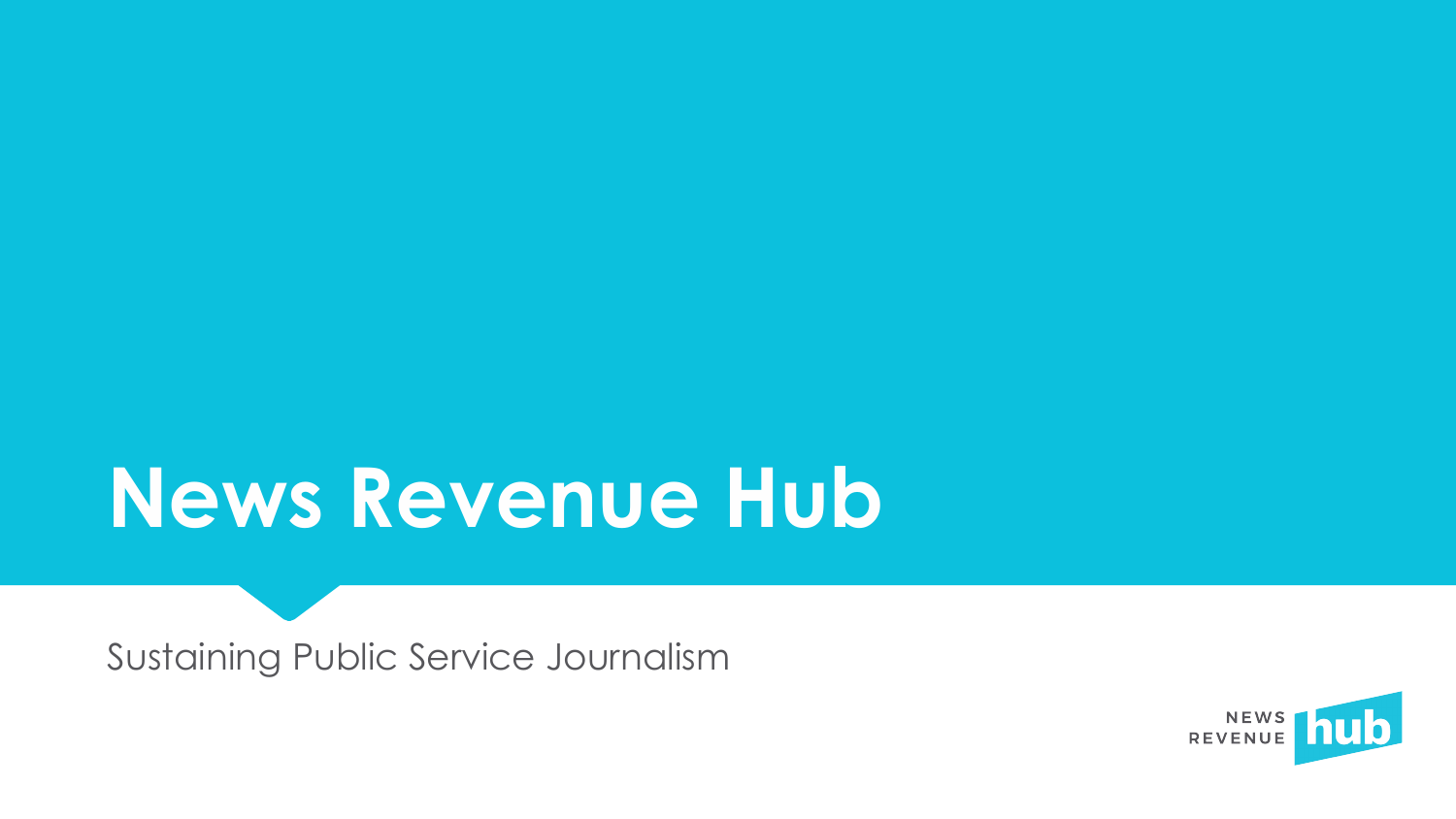# News Revenue Hub

Sustaining Public Service Journalism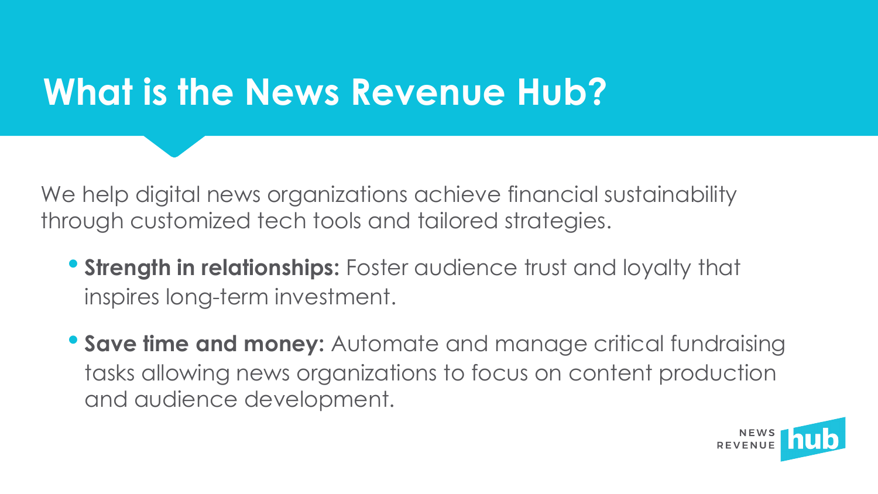# What is the News Revenue Hub?

We help digital news organizations achieve financial sustainability through customized tech tools and tailored strategies.

- **Strength in relationships:** Foster audience trust and loyalty that inspires long-term investment.
- **Save time and money:** Automate and manage critical fundraising tasks allowing news organizations to focus on content production and audience development.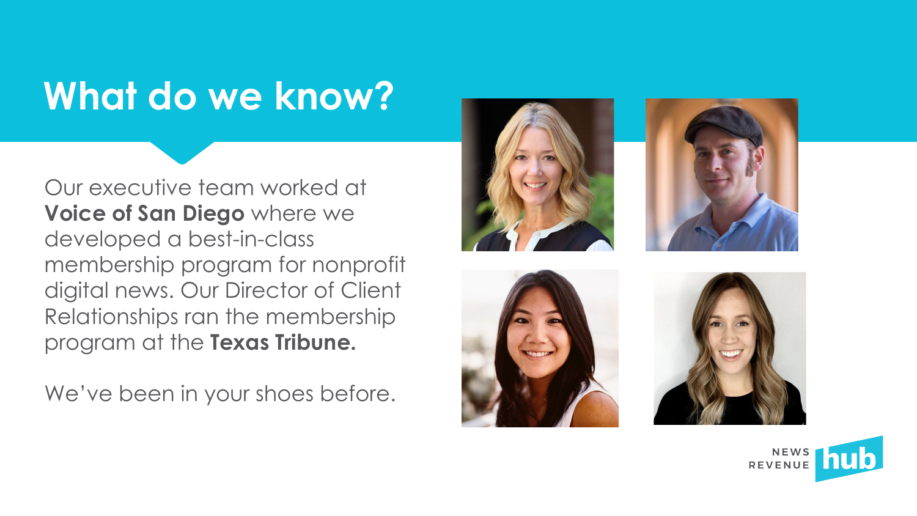# What do we know?

Our executive team worked at **Voice of San Diego** where we developed a best-in-class membership program for nonprofit digital news. Our Director of Client Relationships ran the membership program at the **Texas Tribune.**

We've been in your shoes before.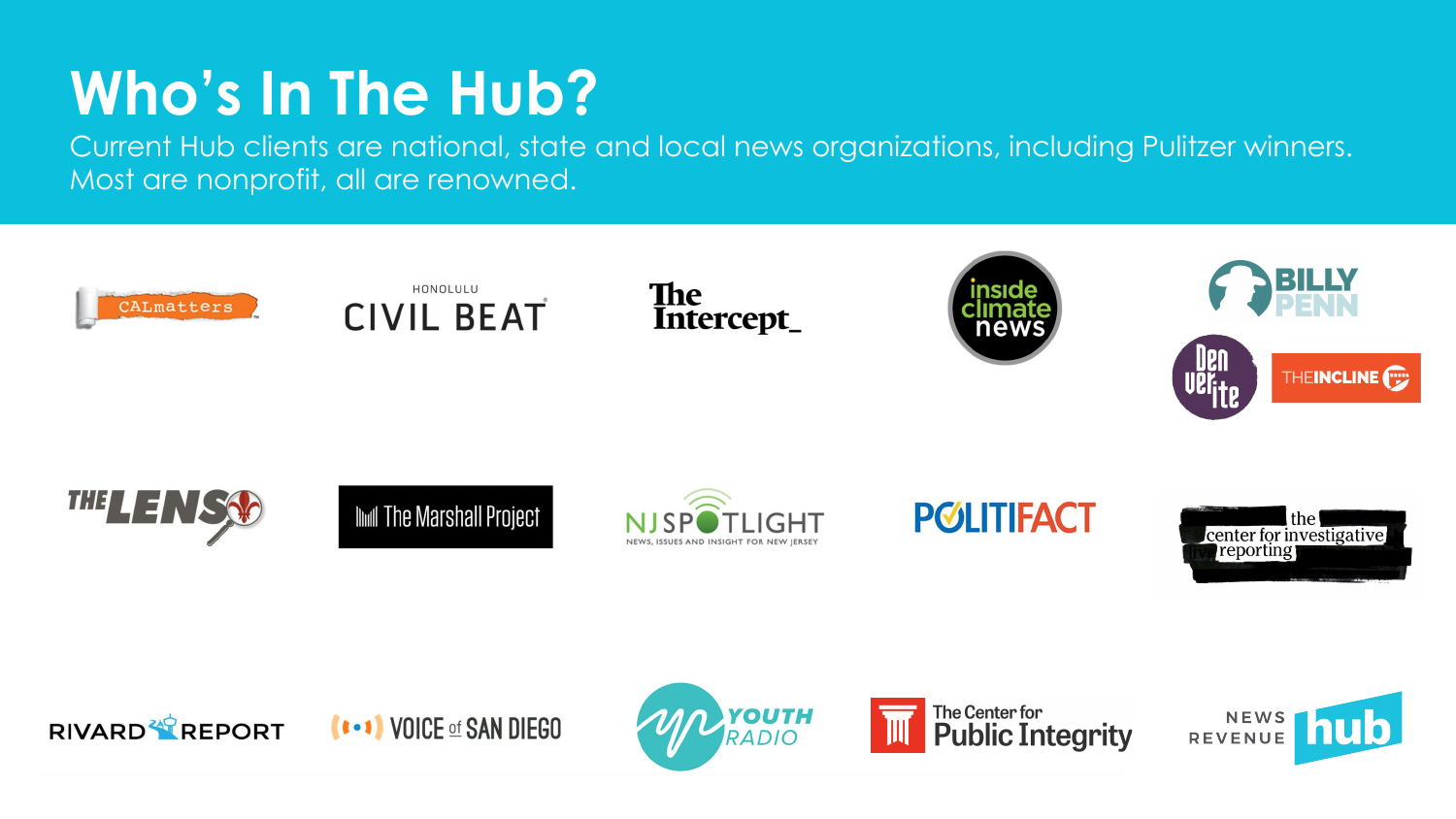# Who's In The Hub?

Current Hub clients are national, state and local news organizations, including Pulitzer winners. Most are nonprofit, all are renowned.

- CALmatters
- Honolulu Civil Beat
- The Intercept_
- inside climate news
- Billy Penn
- Denverite
- The Incline
- The Lens
- The Marshall Project
- NJ Spotlight — News, issues and insight for New Jersey
- PolitiFact
- the center for investigative reporting
- Rivard Report
- Voice of San Diego
- Youth Radio
- The Center for Public Integrity
- News Revenue Hub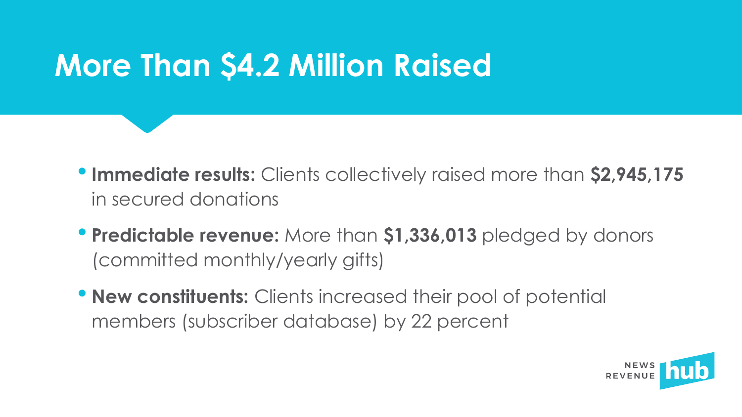# More Than $4.2 Million Raised

- **Immediate results:** Clients collectively raised more than **$2,945,175** in secured donations
- **Predictable revenue:** More than **$1,336,013** pledged by donors (committed monthly/yearly gifts)
- **New constituents:** Clients increased their pool of potential members (subscriber database) by 22 percent

NEWS REVENUE hub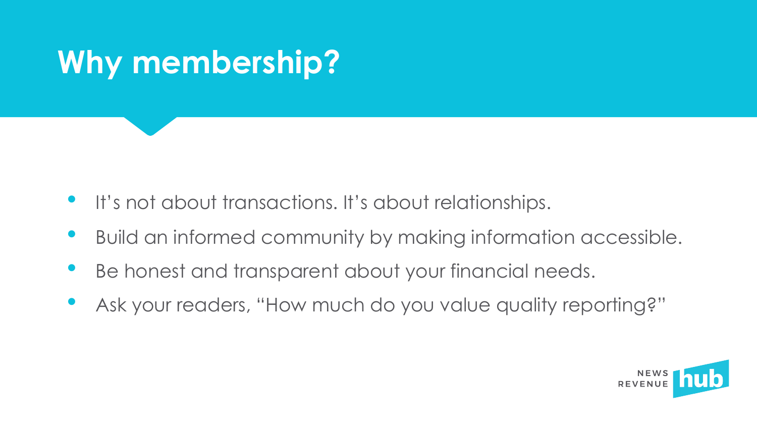# Why membership?

- It's not about transactions. It's about relationships.
- Build an informed community by making information accessible.
- Be honest and transparent about your financial needs.
- Ask your readers, "How much do you value quality reporting?"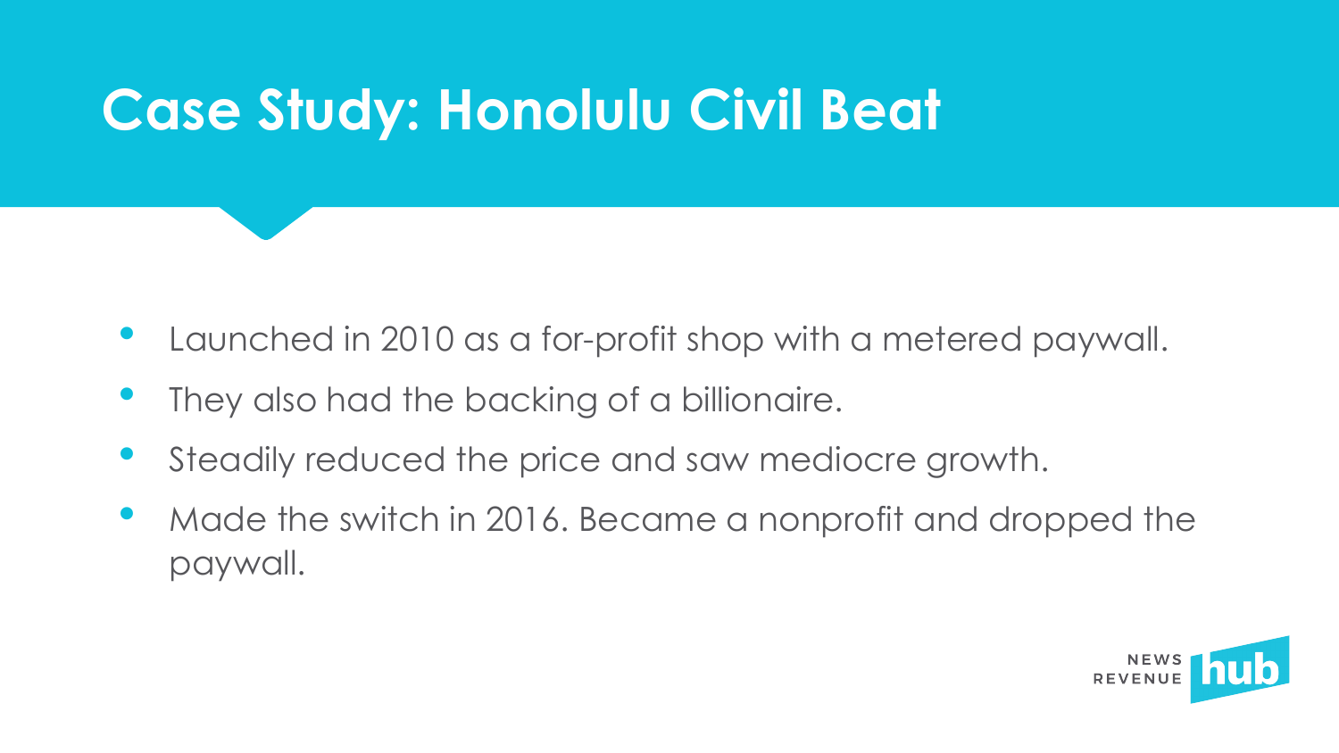# Case Study: Honolulu Civil Beat

- Launched in 2010 as a for-profit shop with a metered paywall.
- They also had the backing of a billionaire.
- Steadily reduced the price and saw mediocre growth.
- Made the switch in 2016. Became a nonprofit and dropped the paywall.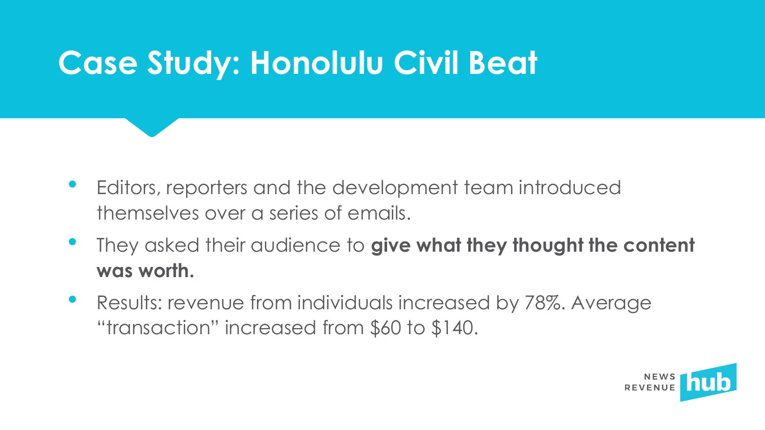# Case Study: Honolulu Civil Beat

- Editors, reporters and the development team introduced themselves over a series of emails.
- They asked their audience to **give what they thought the content was worth.**
- Results: revenue from individuals increased by 78%. Average "transaction" increased from $60 to $140.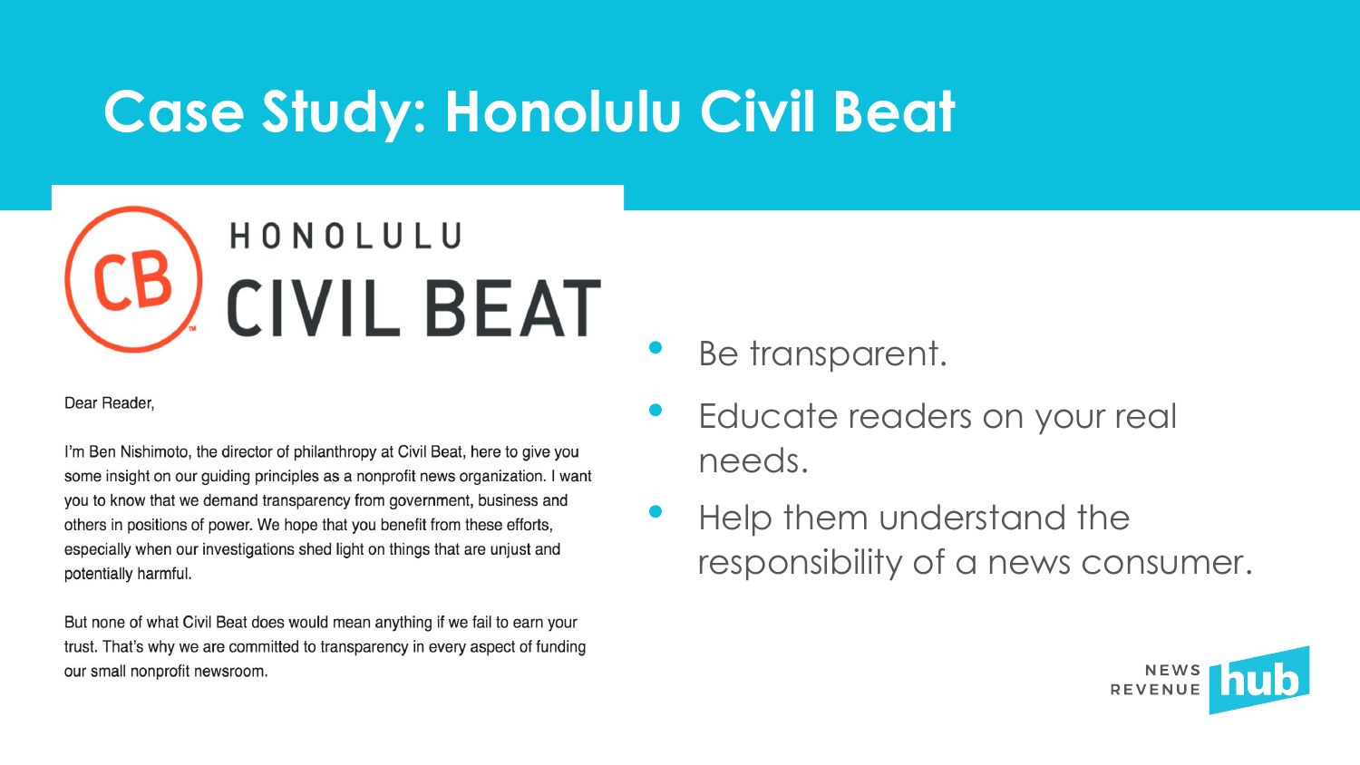# Case Study: Honolulu Civil Beat

HONOLULU CIVIL BEAT

Dear Reader,

I'm Ben Nishimoto, the director of philanthropy at Civil Beat, here to give you some insight on our guiding principles as a nonprofit news organization. I want you to know that we demand transparency from government, business and others in positions of power. We hope that you benefit from these efforts, especially when our investigations shed light on things that are unjust and potentially harmful.

But none of what Civil Beat does would mean anything if we fail to earn your trust. That's why we are committed to transparency in every aspect of funding our small nonprofit newsroom.

- Be transparent.
- Educate readers on your real needs.
- Help them understand the responsibility of a news consumer.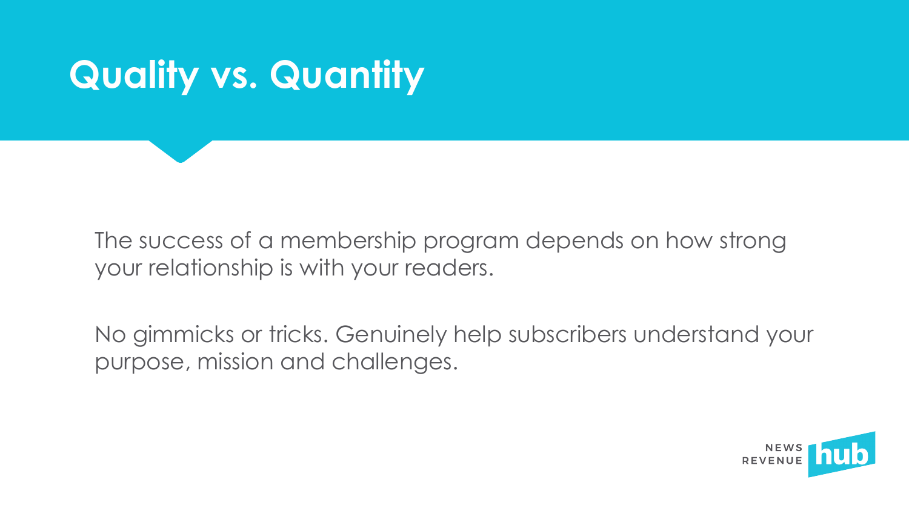# Quality vs. Quantity

The success of a membership program depends on how strong your relationship is with your readers.

No gimmicks or tricks. Genuinely help subscribers understand your purpose, mission and challenges.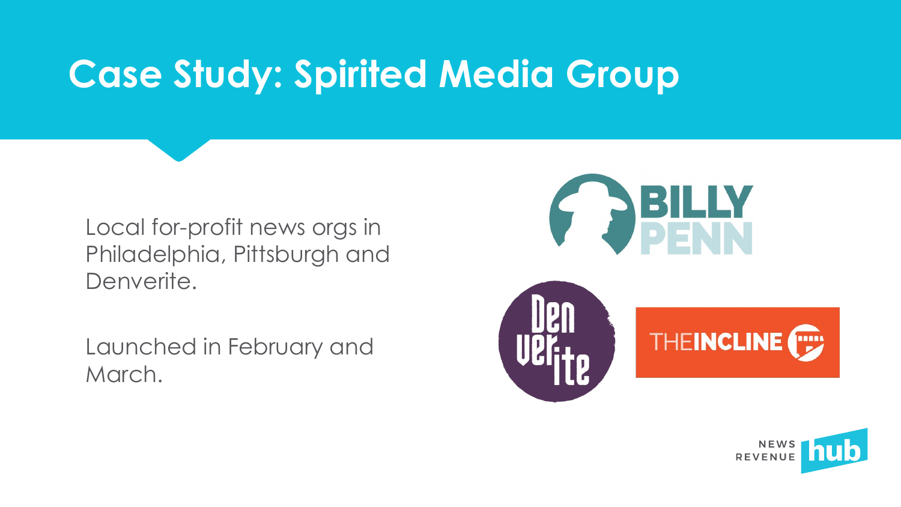# Case Study: Spirited Media Group

Local for-profit news orgs in Philadelphia, Pittsburgh and Denverite.

Launched in February and March.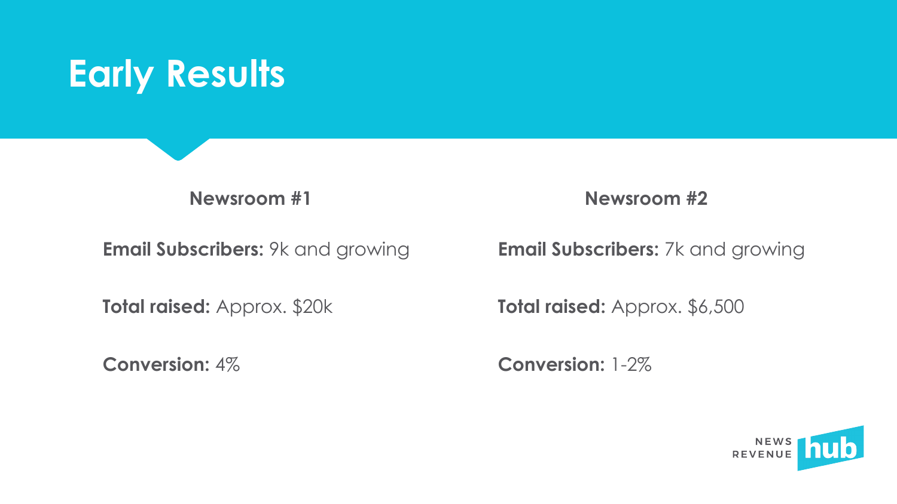# Early Results

## Newsroom #1

**Email Subscribers:** 9k and growing

**Total raised:** Approx. $20k

**Conversion:** 4%

## Newsroom #2

**Email Subscribers:** 7k and growing

**Total raised:** Approx. $6,500

**Conversion:** 1-2%

NEWS REVENUE hub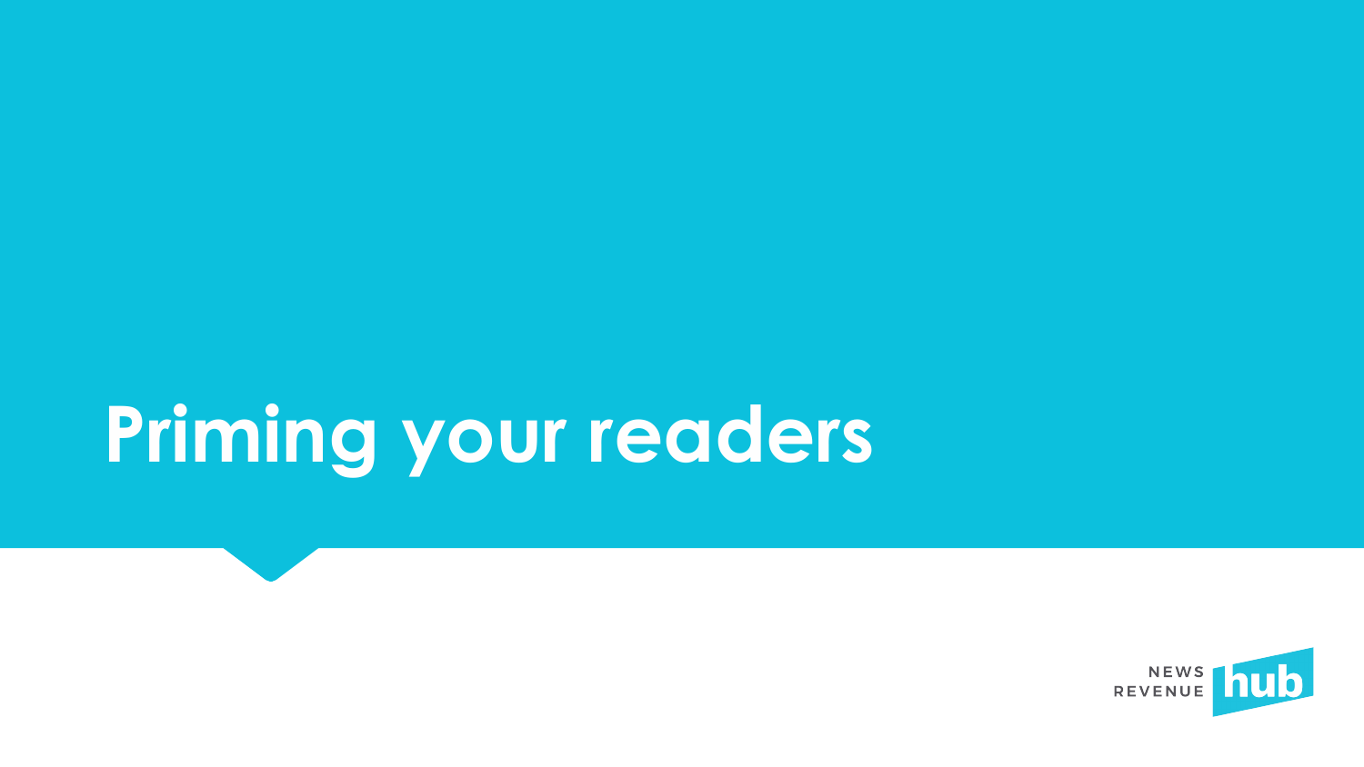# Priming your readers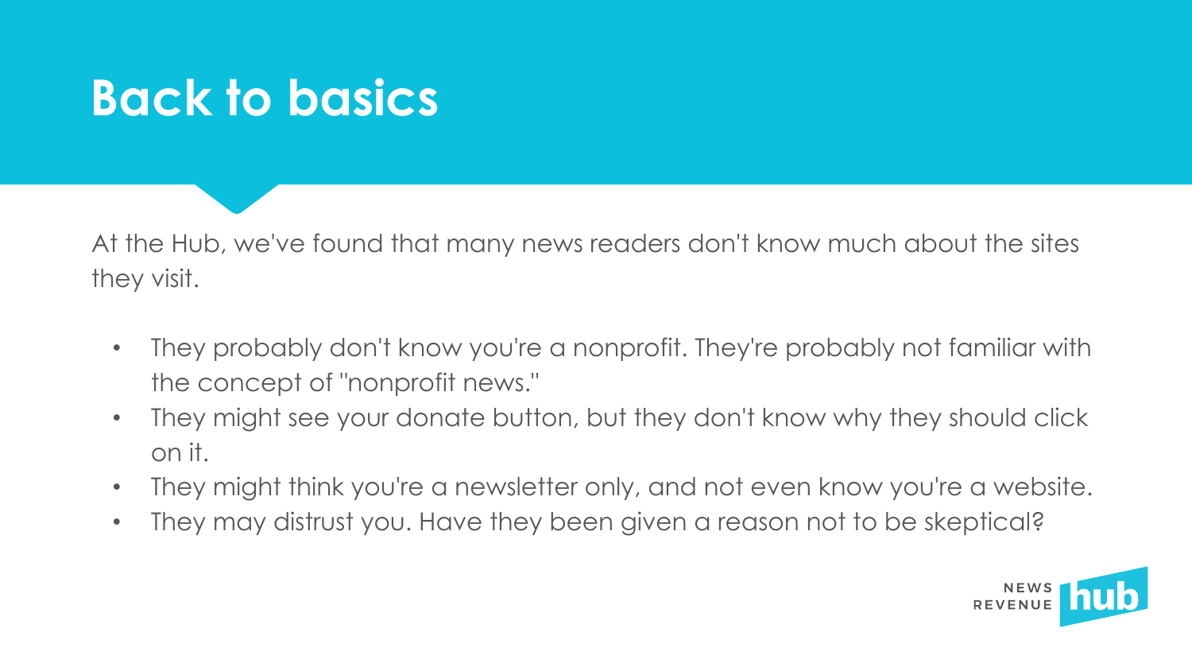# Back to basics

At the Hub, we've found that many news readers don't know much about the sites they visit.

- They probably don't know you're a nonprofit. They're probably not familiar with the concept of "nonprofit news."
- They might see your donate button, but they don't know why they should click on it.
- They might think you're a newsletter only, and not even know you're a website.
- They may distrust you. Have they been given a reason not to be skeptical?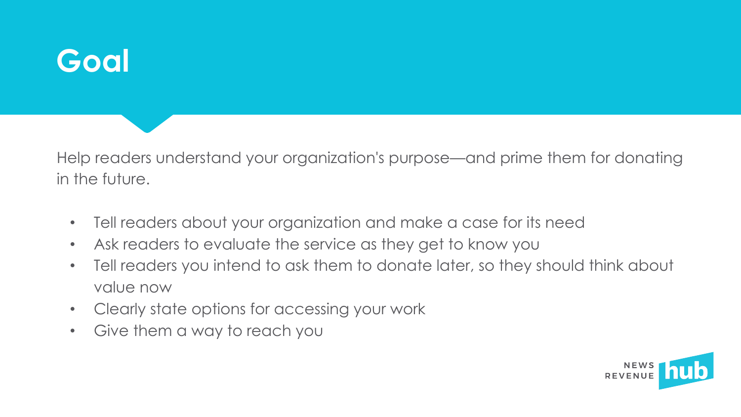# Goal

Help readers understand your organization's purpose—and prime them for donating in the future.

- Tell readers about your organization and make a case for its need
- Ask readers to evaluate the service as they get to know you
- Tell readers you intend to ask them to donate later, so they should think about value now
- Clearly state options for accessing your work
- Give them a way to reach you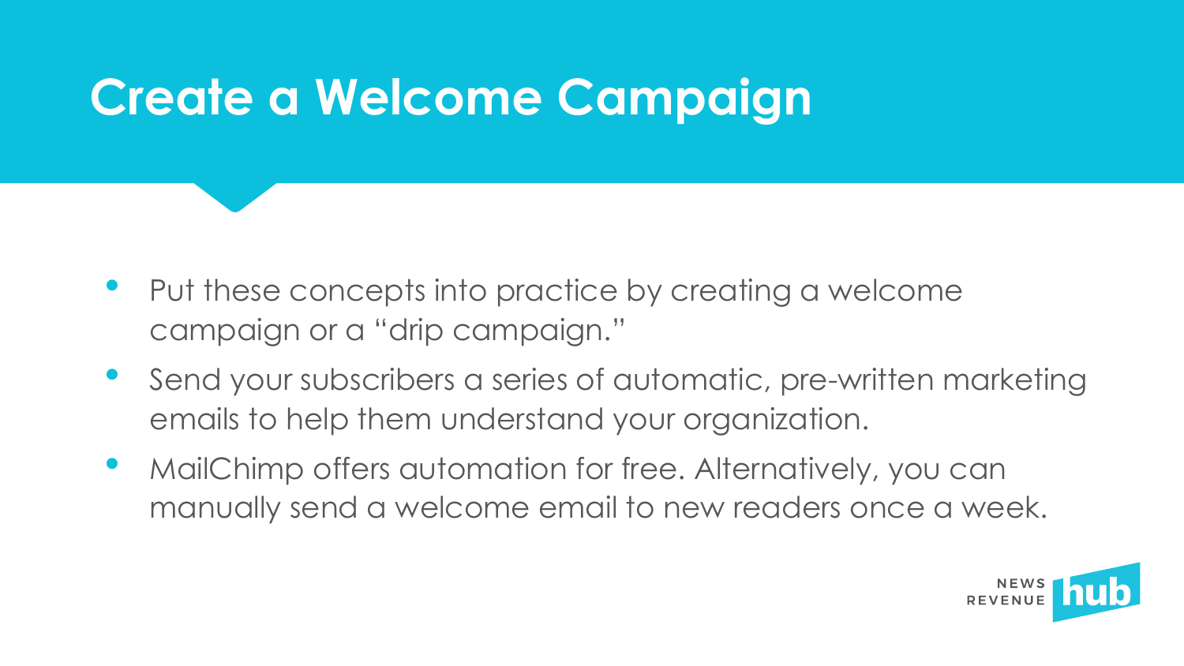# Create a Welcome Campaign

- Put these concepts into practice by creating a welcome campaign or a "drip campaign."
- Send your subscribers a series of automatic, pre-written marketing emails to help them understand your organization.
- MailChimp offers automation for free. Alternatively, you can manually send a welcome email to new readers once a week.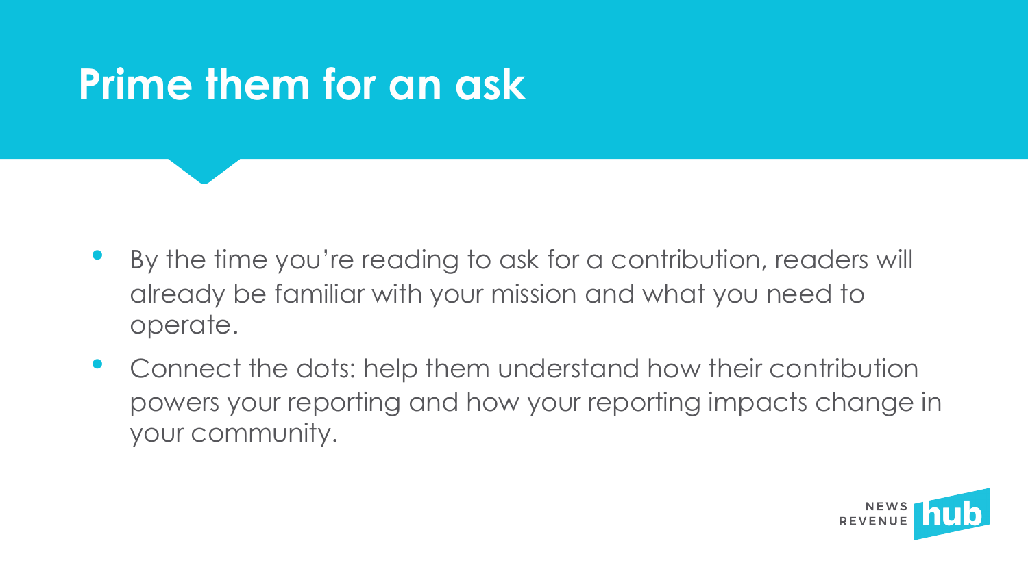# Prime them for an ask

- By the time you're reading to ask for a contribution, readers will already be familiar with your mission and what you need to operate.
- Connect the dots: help them understand how their contribution powers your reporting and how your reporting impacts change in your community.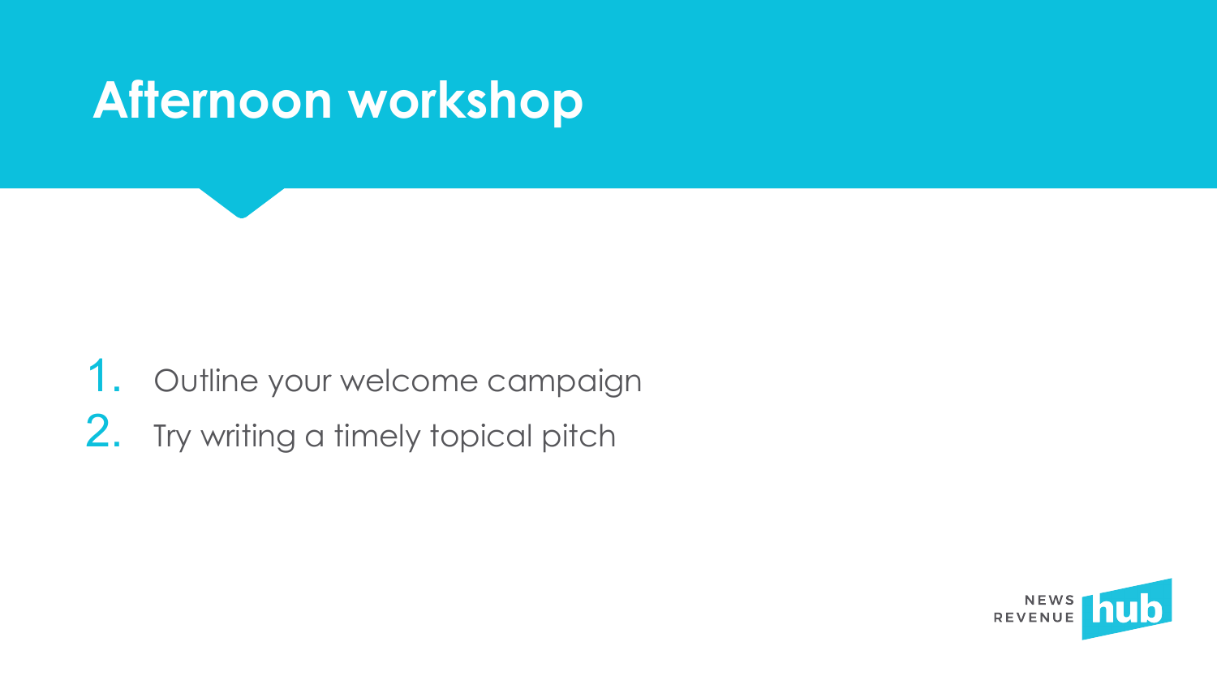# Afternoon workshop

1. Outline your welcome campaign
2. Try writing a timely topical pitch

NEWS REVENUE hub